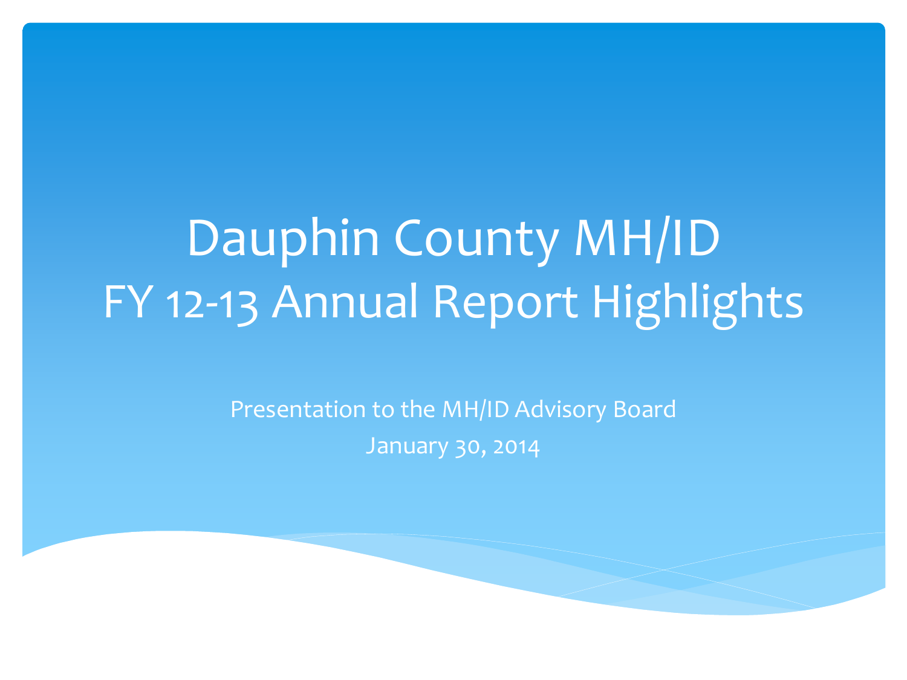# Dauphin County MH/ID
# FY 12-13 Annual Report Highlights

Presentation to the MH/ID Advisory Board

January 30, 2014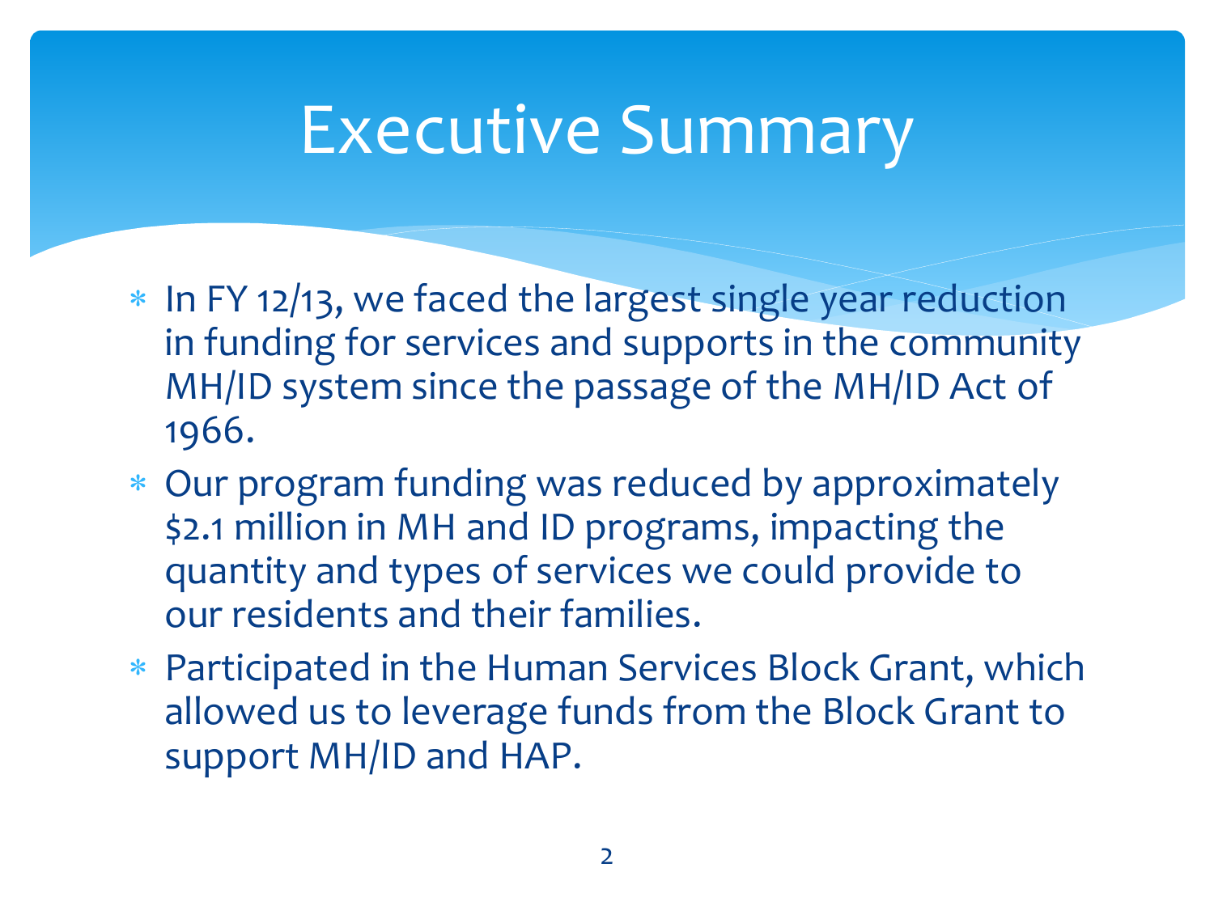# Executive Summary

* In FY 12/13, we faced the largest single year reduction in funding for services and supports in the community MH/ID system since the passage of the MH/ID Act of 1966.
* Our program funding was reduced by approximately $2.1 million in MH and ID programs, impacting the quantity and types of services we could provide to our residents and their families.
* Participated in the Human Services Block Grant, which allowed us to leverage funds from the Block Grant to support MH/ID and HAP.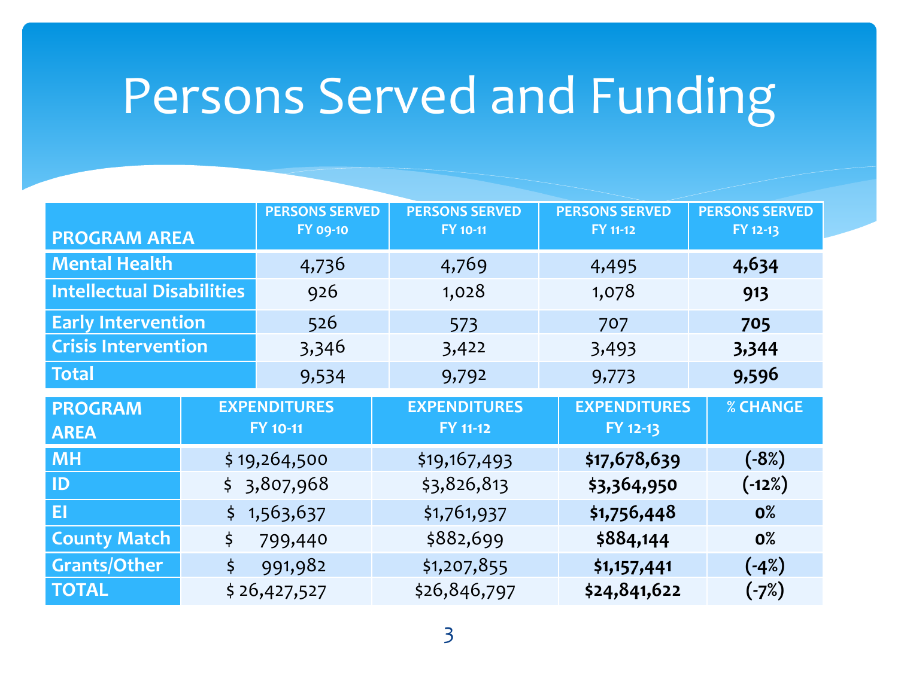# Persons Served and Funding

| PROGRAM AREA | PERSONS SERVED FY 09-10 | PERSONS SERVED FY 10-11 | PERSONS SERVED FY 11-12 | PERSONS SERVED FY 12-13 |
|---|---|---|---|---|
| Mental Health | 4,736 | 4,769 | 4,495 | **4,634** |
| Intellectual Disabilities | 926 | 1,028 | 1,078 | **913** |
| Early Intervention | 526 | 573 | 707 | **705** |
| Crisis Intervention | 3,346 | 3,422 | 3,493 | **3,344** |
| Total | 9,534 | 9,792 | 9,773 | **9,596** |

| PROGRAM AREA | EXPENDITURES FY 10-11 | EXPENDITURES FY 11-12 | EXPENDITURES FY 12-13 | % CHANGE |
|---|---|---|---|---|
| MH | $ 19,264,500 | $19,167,493 | **$17,678,639** | **(-8%)** |
| ID | $ 3,807,968 | $3,826,813 | **$3,364,950** | **(-12%)** |
| EI | $ 1,563,637 | $1,761,937 | **$1,756,448** | **0%** |
| County Match | $ 799,440 | $882,699 | **$884,144** | **0%** |
| Grants/Other | $ 991,982 | $1,207,855 | **$1,157,441** | **(-4%)** |
| TOTAL | $ 26,427,527 | $26,846,797 | **$24,841,622** | **(-7%)** |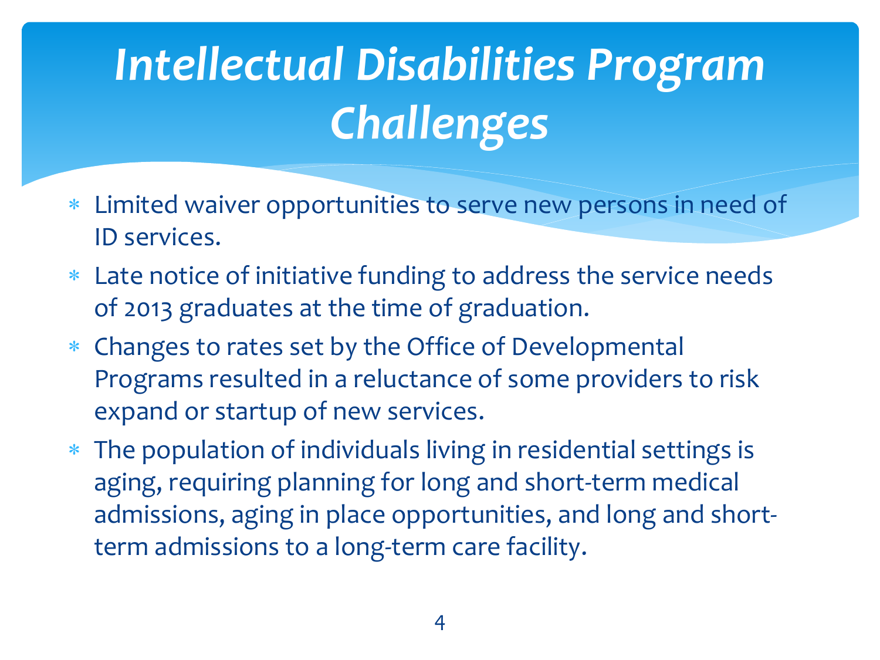# *Intellectual Disabilities Program Challenges*

- Limited waiver opportunities to serve new persons in need of ID services.
- Late notice of initiative funding to address the service needs of 2013 graduates at the time of graduation.
- Changes to rates set by the Office of Developmental Programs resulted in a reluctance of some providers to risk expand or startup of new services.
- The population of individuals living in residential settings is aging, requiring planning for long and short-term medical admissions, aging in place opportunities, and long and short-term admissions to a long-term care facility.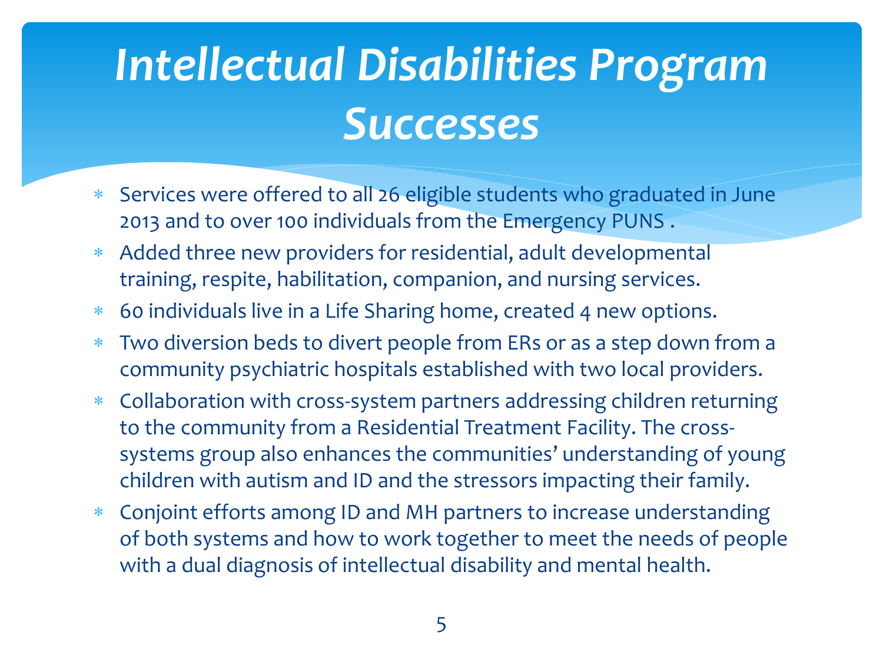# *Intellectual Disabilities Program Successes*

- Services were offered to all 26 eligible students who graduated in June 2013 and to over 100 individuals from the Emergency PUNS .
- Added three new providers for residential, adult developmental training, respite, habilitation, companion, and nursing services.
- 60 individuals live in a Life Sharing home, created 4 new options.
- Two diversion beds to divert people from ERs or as a step down from a community psychiatric hospitals established with two local providers.
- Collaboration with cross-system partners addressing children returning to the community from a Residential Treatment Facility. The cross-systems group also enhances the communities' understanding of young children with autism and ID and the stressors impacting their family.
- Conjoint efforts among ID and MH partners to increase understanding of both systems and how to work together to meet the needs of people with a dual diagnosis of intellectual disability and mental health.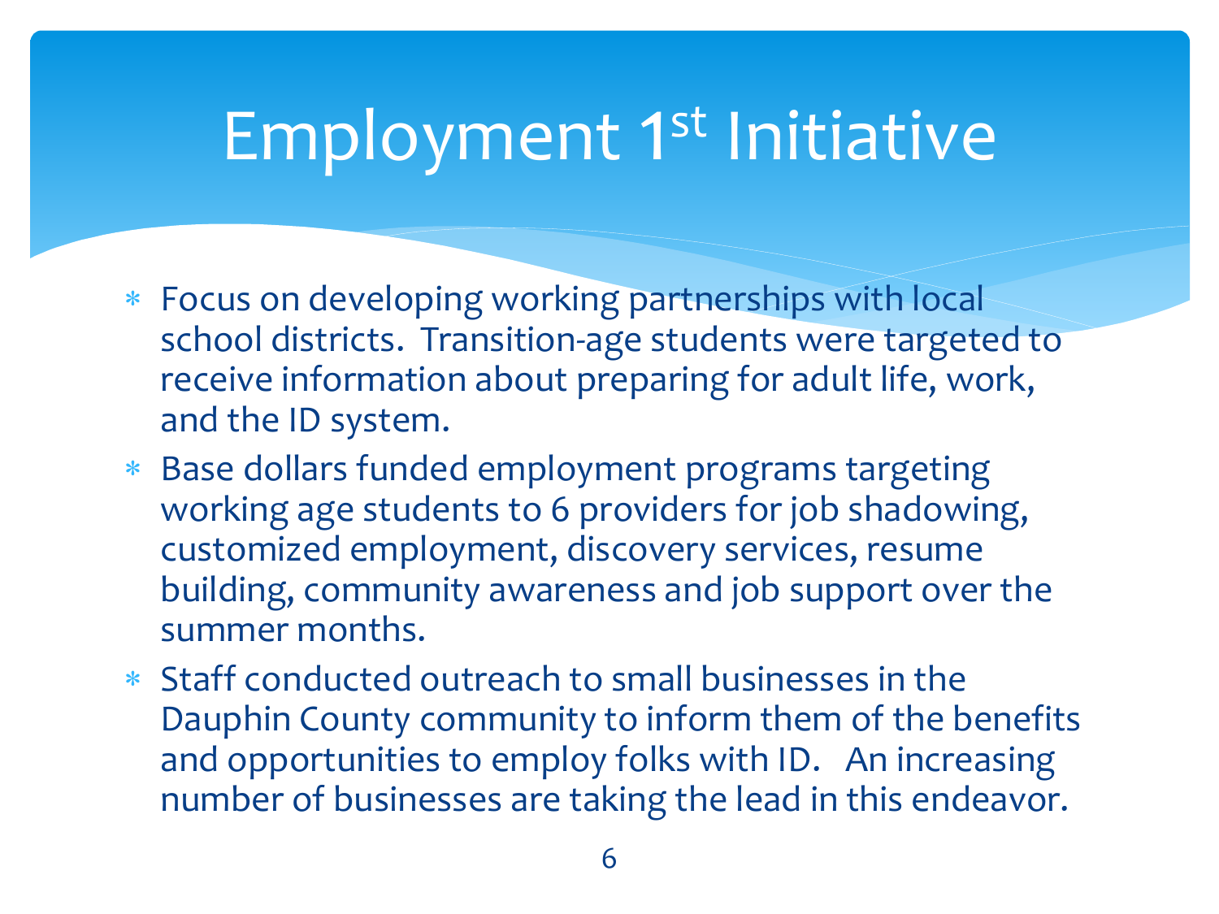# Employment 1st Initiative

- Focus on developing working partnerships with local school districts. Transition-age students were targeted to receive information about preparing for adult life, work, and the ID system.
- Base dollars funded employment programs targeting working age students to 6 providers for job shadowing, customized employment, discovery services, resume building, community awareness and job support over the summer months.
- Staff conducted outreach to small businesses in the Dauphin County community to inform them of the benefits and opportunities to employ folks with ID. An increasing number of businesses are taking the lead in this endeavor.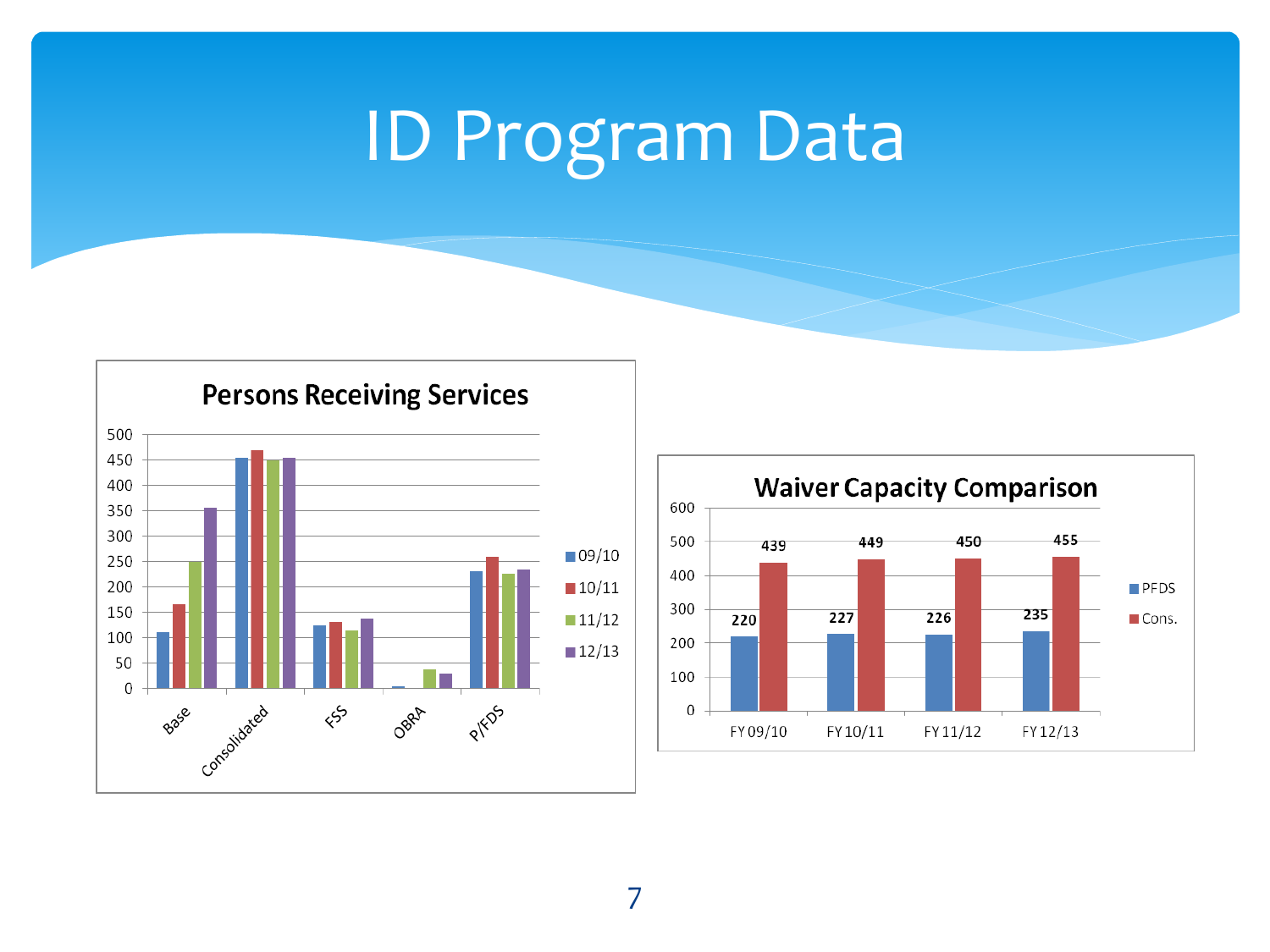# ID Program Data

**Persons Receiving Services**

| | 09/10 | 10/11 | 11/12 | 12/13 |
|---|---|---|---|---|
| Base | | | | |
| Consolidated | | | | |
| FSS | | | | |
| OBRA | | | | |
| P/FDS | | | | |

**Waiver Capacity Comparison**

| | FY 09/10 | FY 10/11 | FY 11/12 | FY 12/13 |
|---|---|---|---|---|
| PFDS | 220 | 227 | 226 | 235 |
| Cons. | 439 | 449 | 450 | 455 |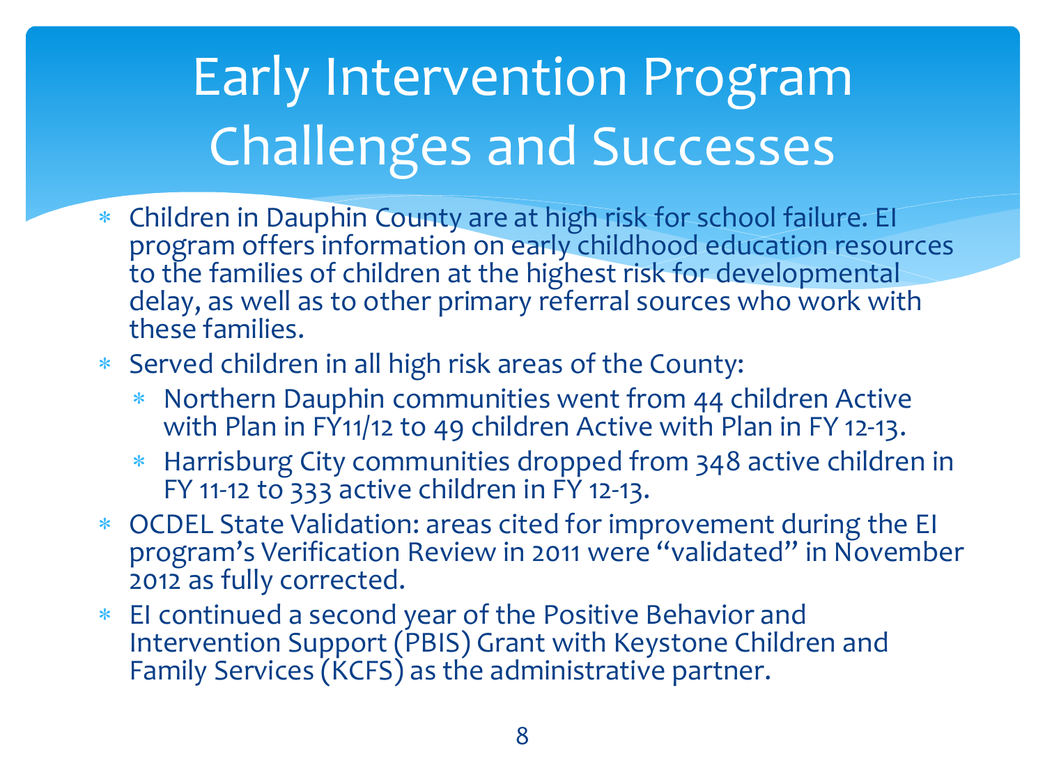# Early Intervention Program Challenges and Successes

- Children in Dauphin County are at high risk for school failure. EI program offers information on early childhood education resources to the families of children at the highest risk for developmental delay, as well as to other primary referral sources who work with these families.
- Served children in all high risk areas of the County:
  - Northern Dauphin communities went from 44 children Active with Plan in FY11/12 to 49 children Active with Plan in FY 12-13.
  - Harrisburg City communities dropped from 348 active children in FY 11-12 to 333 active children in FY 12-13.
- OCDEL State Validation: areas cited for improvement during the EI program's Verification Review in 2011 were "validated" in November 2012 as fully corrected.
- EI continued a second year of the Positive Behavior and Intervention Support (PBIS) Grant with Keystone Children and Family Services (KCFS) as the administrative partner.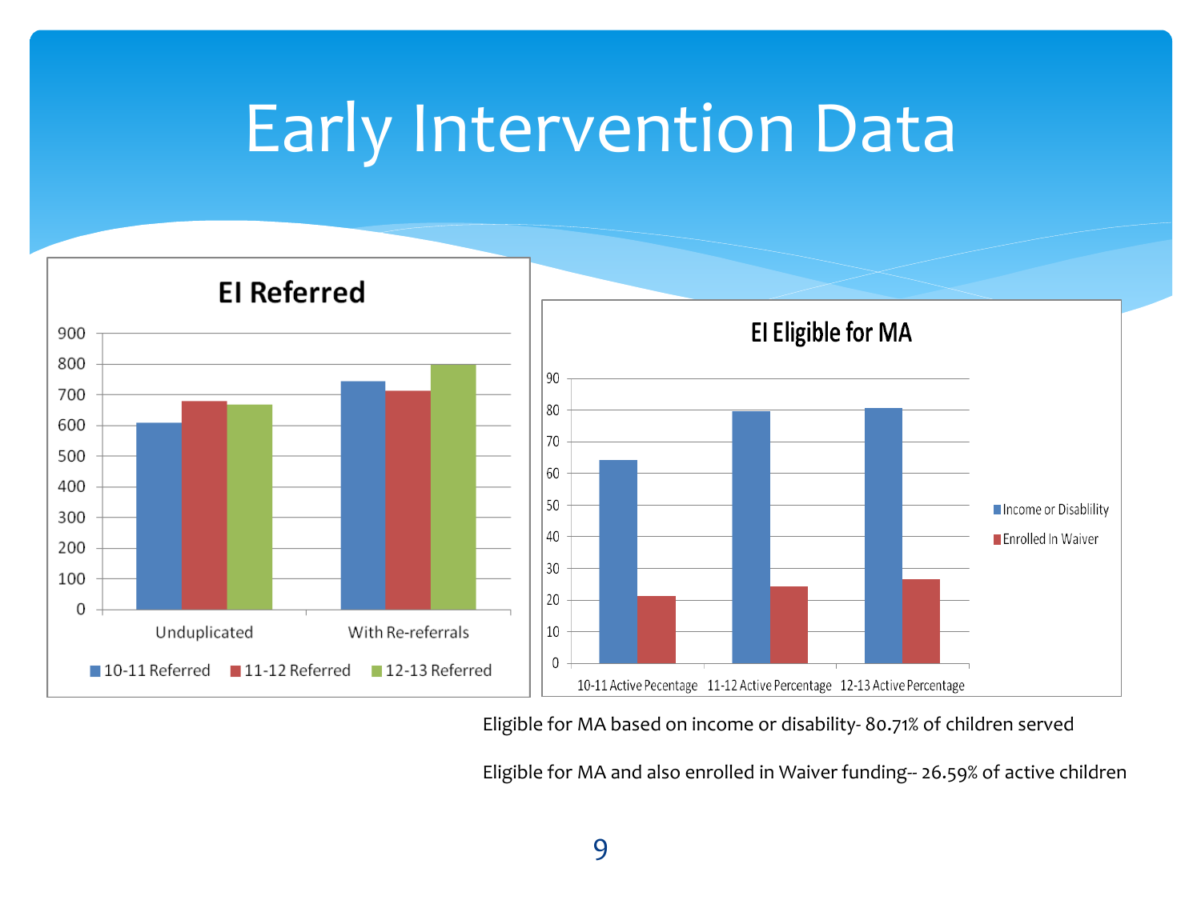# Early Intervention Data

## EI Referred

| | 10-11 Referred | 11-12 Referred | 12-13 Referred |
|---|---|---|---|
| Unduplicated | ~610 | ~680 | ~670 |
| With Re-referrals | ~745 | ~715 | ~800 |

## EI Eligible for MA

| | Income or Disablility | Enrolled In Waiver |
|---|---|---|
| 10-11 Active Pecentage | ~64 | ~21 |
| 11-12 Active Pecentage | ~80 | ~24 |
| 12-13 Active Percentage | ~81 | ~27 |

Eligible for MA based on income or disability- 80.71% of children served

Eligible for MA and also enrolled in Waiver funding-- 26.59% of active children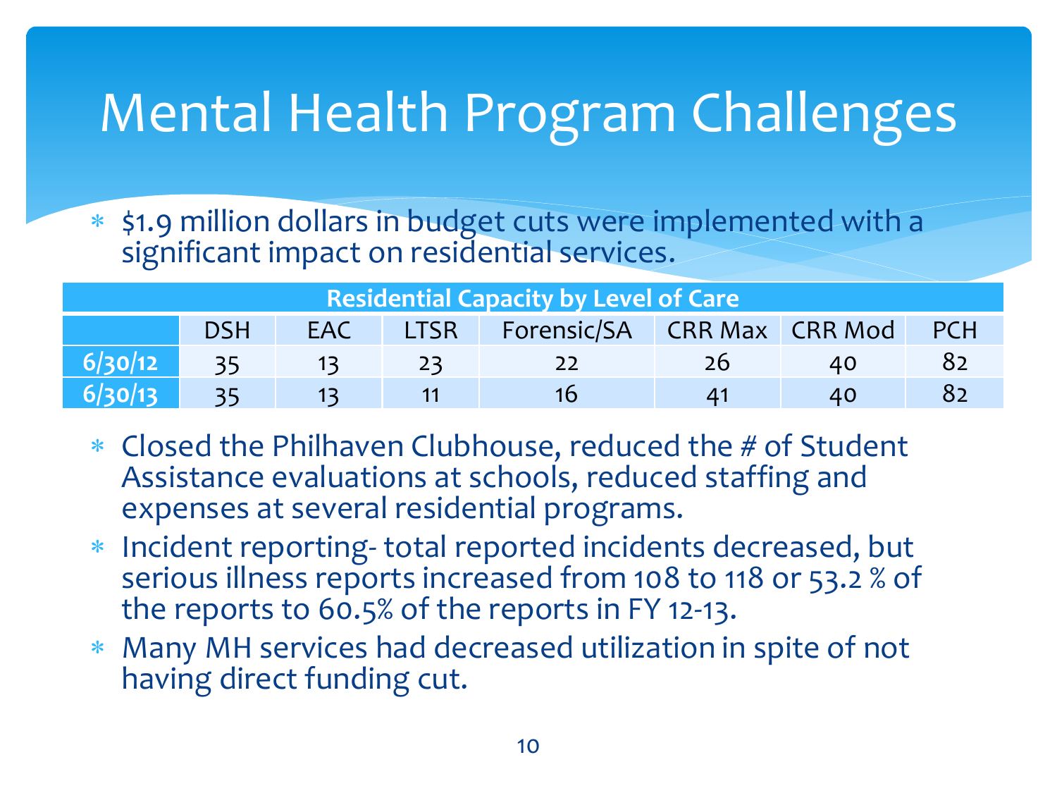# Mental Health Program Challenges

- $1.9 million dollars in budget cuts were implemented with a significant impact on residential services.

| Residential Capacity by Level of Care | | | | | | | |
|---|---|---|---|---|---|---|---|
| | DSH | EAC | LTSR | Forensic/SA | CRR Max | CRR Mod | PCH |
| **6/30/12** | 35 | 13 | 23 | 22 | 26 | 40 | 82 |
| **6/30/13** | 35 | 13 | 11 | 16 | 41 | 40 | 82 |

- Closed the Philhaven Clubhouse, reduced the # of Student Assistance evaluations at schools, reduced staffing and expenses at several residential programs.
- Incident reporting- total reported incidents decreased, but serious illness reports increased from 108 to 118 or 53.2 % of the reports to 60.5% of the reports in FY 12-13.
- Many MH services had decreased utilization in spite of not having direct funding cut.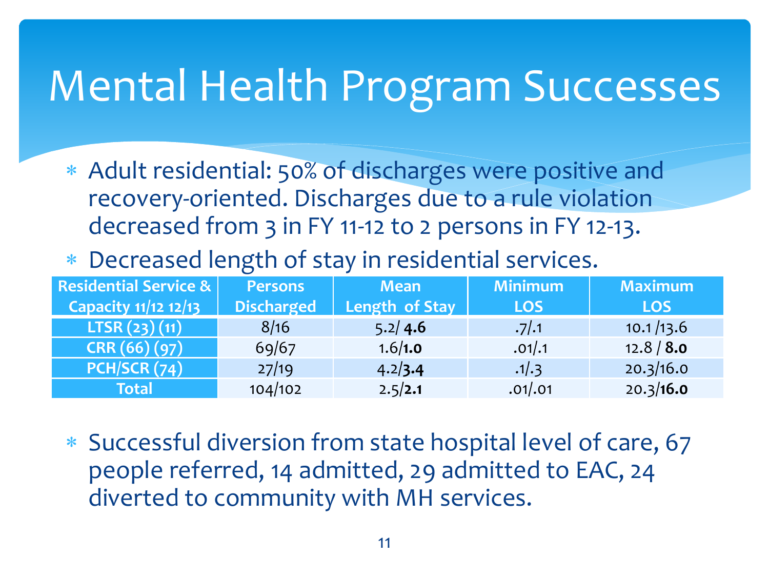# Mental Health Program Successes

- Adult residential: 50% of discharges were positive and recovery-oriented. Discharges due to a rule violation decreased from 3 in FY 11-12 to 2 persons in FY 12-13.
- Decreased length of stay in residential services.

| Residential Service & Capacity 11/12 12/13 | Persons Discharged | Mean Length of Stay | Minimum LOS | Maximum LOS |
|---|---|---|---|---|
| LTSR (23) (11) | 8/16 | 5.2/ **4.6** | .7/.1 | 10.1 /13.6 |
| CRR (66) (97) | 69/67 | 1.6/**1.0** | .01/.1 | 12.8 / **8.0** |
| PCH/SCR (74) | 27/19 | 4.2/**3.4** | .1/.3 | 20.3/16.0 |
| Total | 104/102 | 2.5/**2.1** | .01/.01 | 20.3/**16.0** |

- Successful diversion from state hospital level of care, 67 people referred, 14 admitted, 29 admitted to EAC, 24 diverted to community with MH services.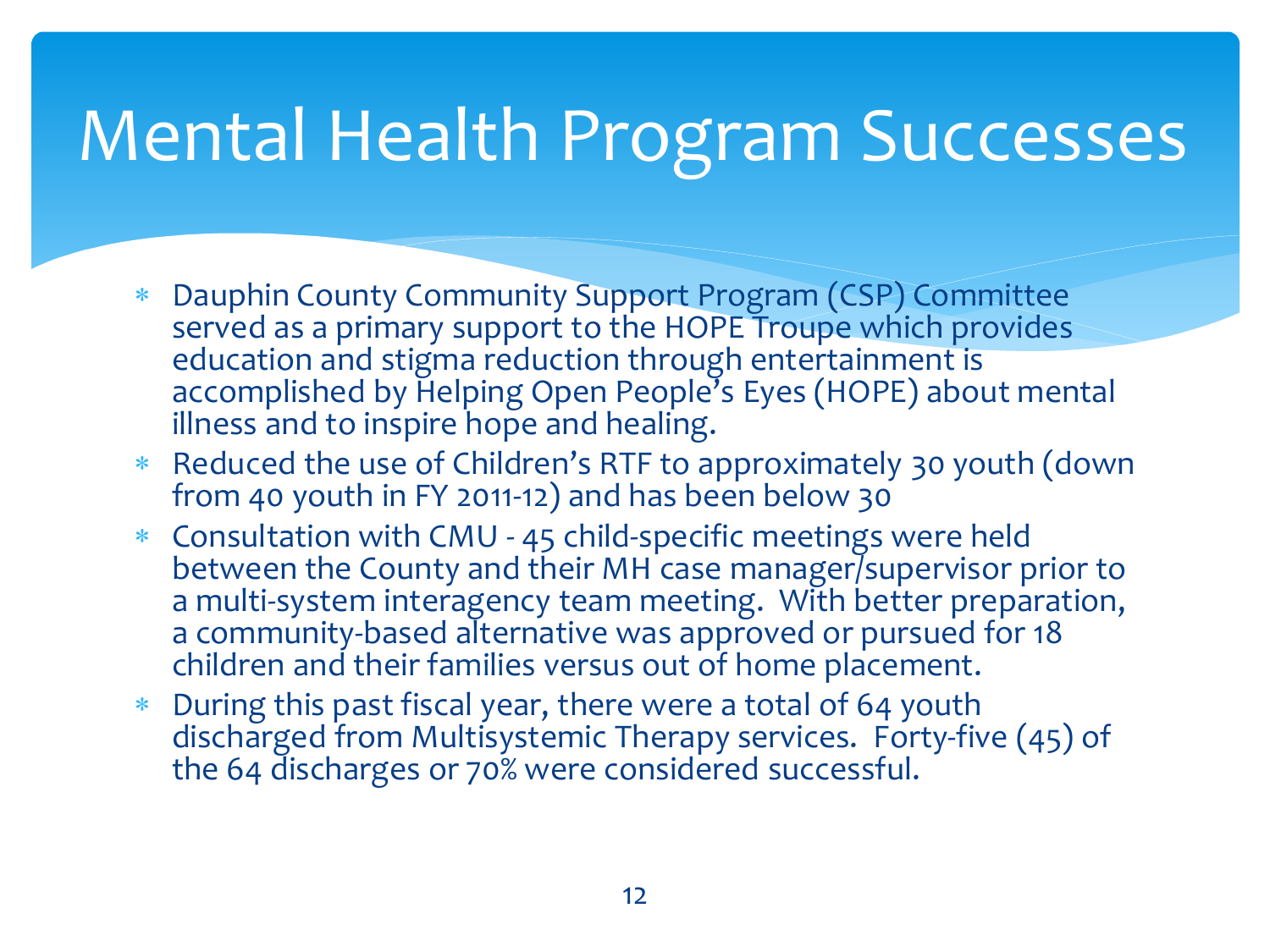# Mental Health Program Successes

- Dauphin County Community Support Program (CSP) Committee served as a primary support to the HOPE Troupe which provides education and stigma reduction through entertainment is accomplished by Helping Open People's Eyes (HOPE) about mental illness and to inspire hope and healing.
- Reduced the use of Children's RTF to approximately 30 youth (down from 40 youth in FY 2011-12) and has been below 30
- Consultation with CMU - 45 child-specific meetings were held between the County and their MH case manager/supervisor prior to a multi-system interagency team meeting. With better preparation, a community-based alternative was approved or pursued for 18 children and their families versus out of home placement.
- During this past fiscal year, there were a total of 64 youth discharged from Multisystemic Therapy services. Forty-five (45) of the 64 discharges or 70% were considered successful.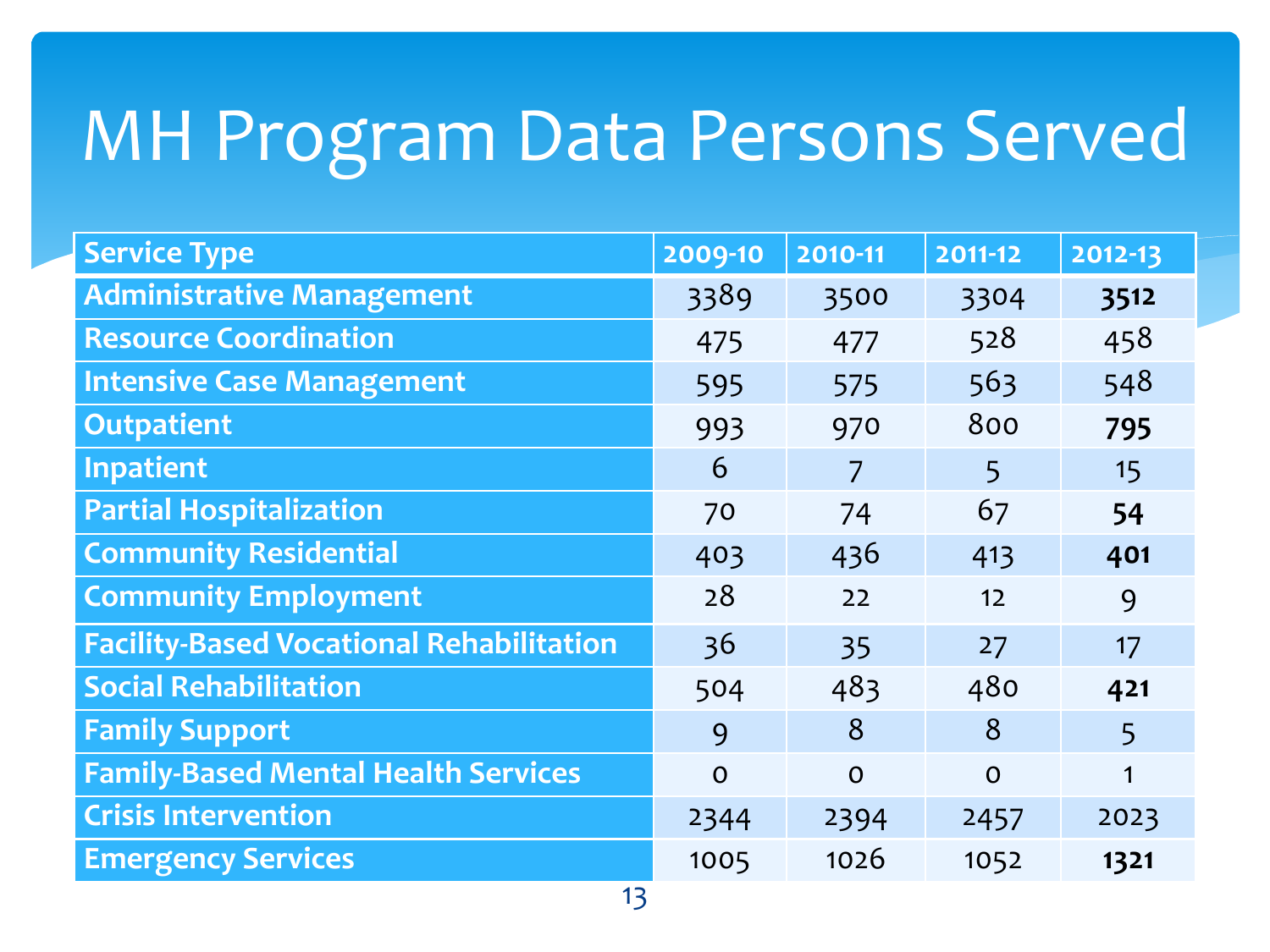# MH Program Data Persons Served

| Service Type | 2009-10 | 2010-11 | 2011-12 | 2012-13 |
|---|---|---|---|---|
| Administrative Management | 3389 | 3500 | 3304 | **3512** |
| Resource Coordination | 475 | 477 | 528 | 458 |
| Intensive Case Management | 595 | 575 | 563 | 548 |
| Outpatient | 993 | 970 | 800 | **795** |
| Inpatient | 6 | 7 | 5 | 15 |
| Partial Hospitalization | 70 | 74 | 67 | **54** |
| Community Residential | 403 | 436 | 413 | **401** |
| Community Employment | 28 | 22 | 12 | 9 |
| Facility-Based Vocational Rehabilitation | 36 | 35 | 27 | 17 |
| Social Rehabilitation | 504 | 483 | 480 | **421** |
| Family Support | 9 | 8 | 8 | 5 |
| Family-Based Mental Health Services | 0 | 0 | 0 | 1 |
| Crisis Intervention | 2344 | 2394 | 2457 | 2023 |
| Emergency Services | 1005 | 1026 | 1052 | **1321** |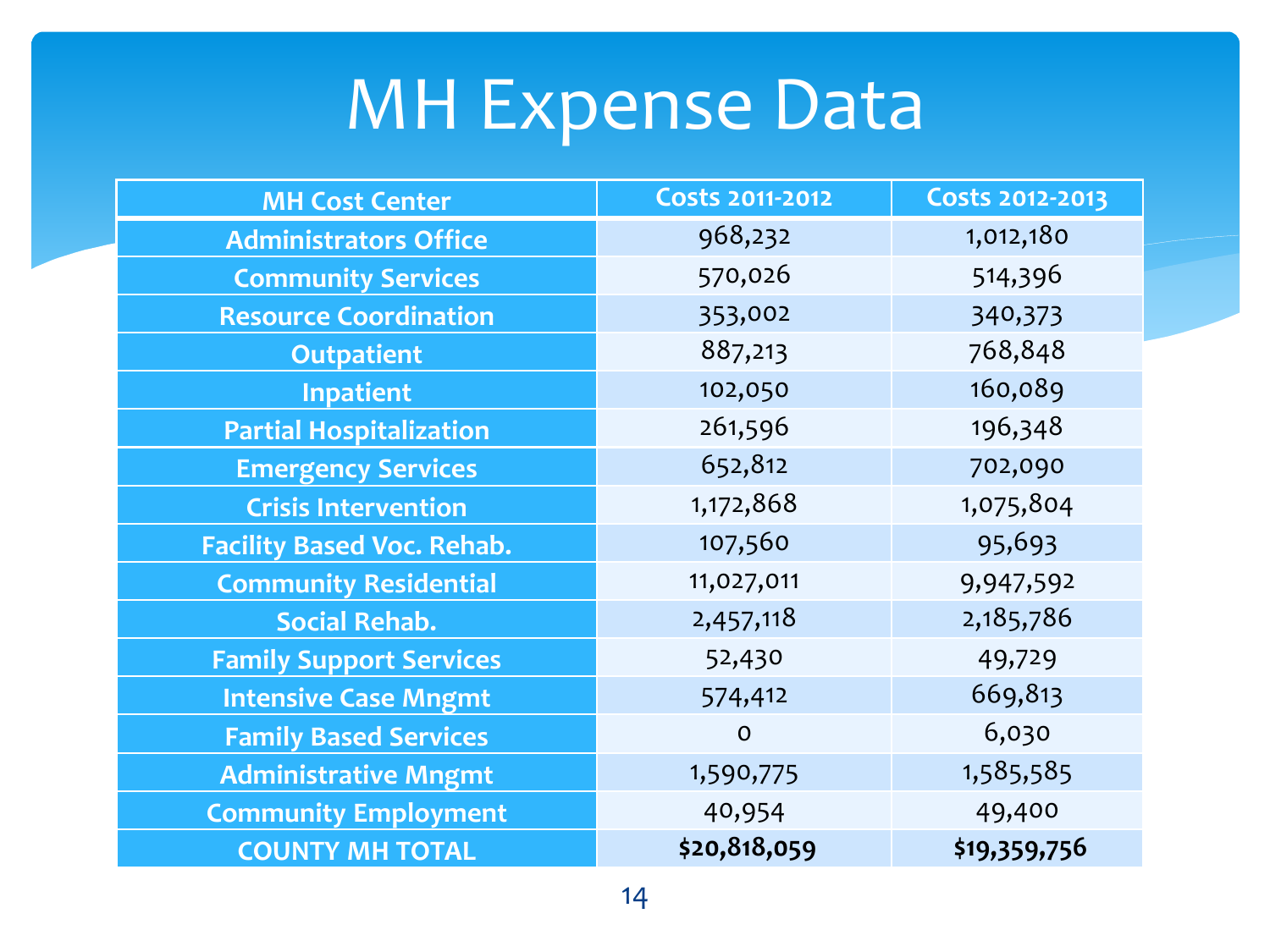# MH Expense Data

| MH Cost Center | Costs 2011-2012 | Costs 2012-2013 |
|---|---|---|
| Administrators Office | 968,232 | 1,012,180 |
| Community Services | 570,026 | 514,396 |
| Resource Coordination | 353,002 | 340,373 |
| Outpatient | 887,213 | 768,848 |
| Inpatient | 102,050 | 160,089 |
| Partial Hospitalization | 261,596 | 196,348 |
| Emergency Services | 652,812 | 702,090 |
| Crisis Intervention | 1,172,868 | 1,075,804 |
| Facility Based Voc. Rehab. | 107,560 | 95,693 |
| Community Residential | 11,027,011 | 9,947,592 |
| Social Rehab. | 2,457,118 | 2,185,786 |
| Family Support Services | 52,430 | 49,729 |
| Intensive Case Mngmt | 574,412 | 669,813 |
| Family Based Services | 0 | 6,030 |
| Administrative Mngmt | 1,590,775 | 1,585,585 |
| Community Employment | 40,954 | 49,400 |
| **COUNTY MH TOTAL** | **$20,818,059** | **$19,359,756** |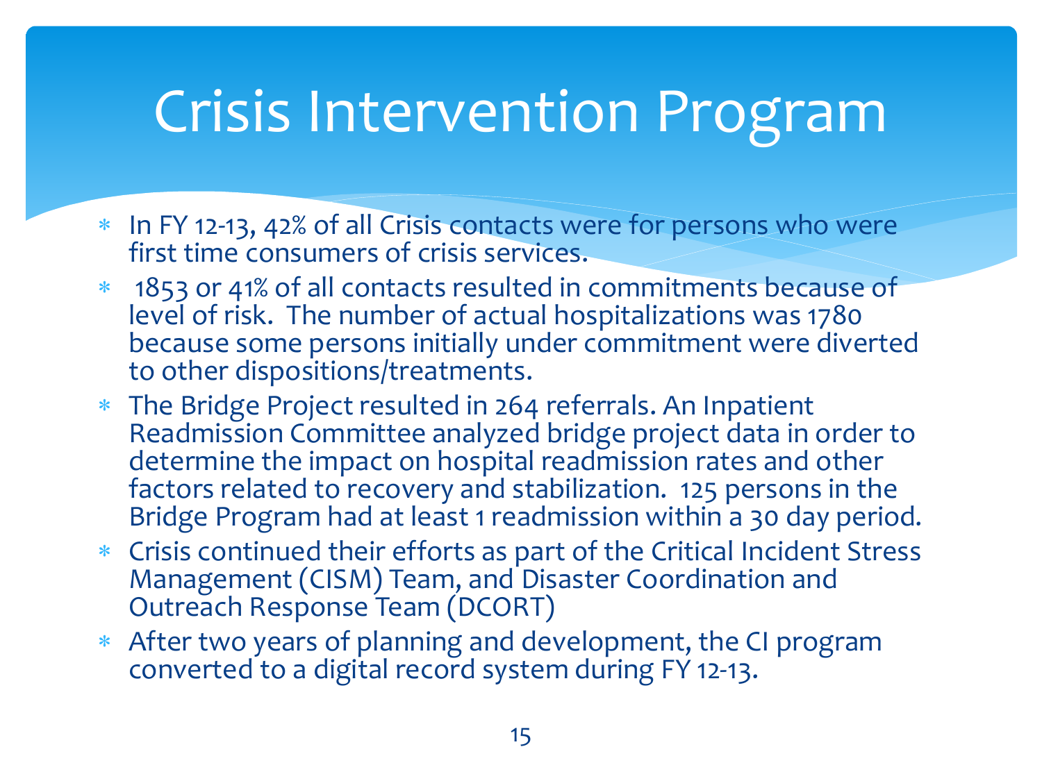# Crisis Intervention Program

* In FY 12-13, 42% of all Crisis contacts were for persons who were first time consumers of crisis services.
* 1853 or 41% of all contacts resulted in commitments because of level of risk. The number of actual hospitalizations was 1780 because some persons initially under commitment were diverted to other dispositions/treatments.
* The Bridge Project resulted in 264 referrals. An Inpatient Readmission Committee analyzed bridge project data in order to determine the impact on hospital readmission rates and other factors related to recovery and stabilization. 125 persons in the Bridge Program had at least 1 readmission within a 30 day period.
* Crisis continued their efforts as part of the Critical Incident Stress Management (CISM) Team, and Disaster Coordination and Outreach Response Team (DCORT)
* After two years of planning and development, the CI program converted to a digital record system during FY 12-13.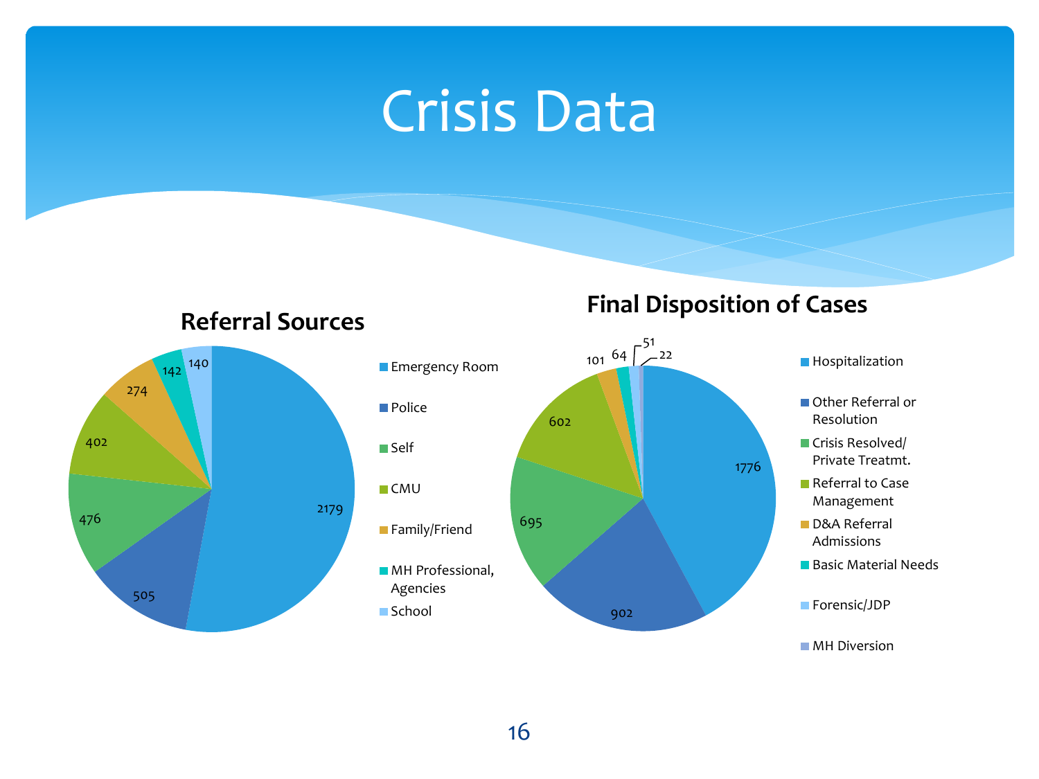# Crisis Data

## Referral Sources

| Referral Source | Count |
|---|---|
| Emergency Room | 2179 |
| Police | 505 |
| Self | 476 |
| CMU | 402 |
| Family/Friend | 274 |
| MH Professional, Agencies | 142 |
| School | 140 |

## Final Disposition of Cases

| Disposition | Count |
|---|---|
| Hospitalization | 1776 |
| Other Referral or Resolution | 902 |
| Crisis Resolved/ Private Treatmt. | 695 |
| Referral to Case Management | 602 |
| D&A Referral Admissions | 101 |
| Basic Material Needs | 64 |
| Forensic/JDP | 51 |
| MH Diversion | 22 |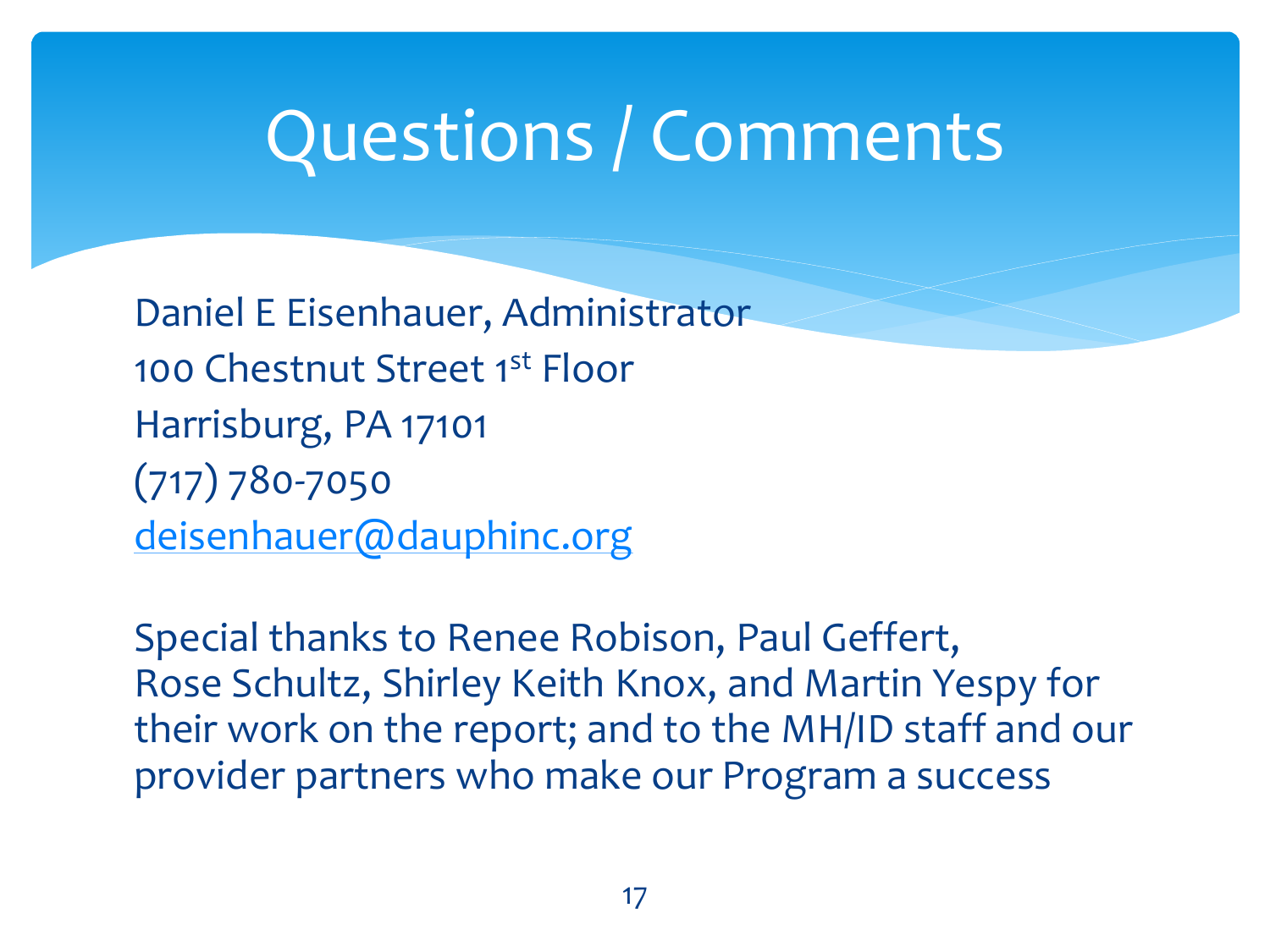# Questions / Comments

Daniel E Eisenhauer, Administrator
100 Chestnut Street 1st Floor
Harrisburg, PA 17101
(717) 780-7050
deisenhauer@dauphinc.org

Special thanks to Renee Robison, Paul Geffert, Rose Schultz, Shirley Keith Knox, and Martin Yespy for their work on the report; and to the MH/ID staff and our provider partners who make our Program a success